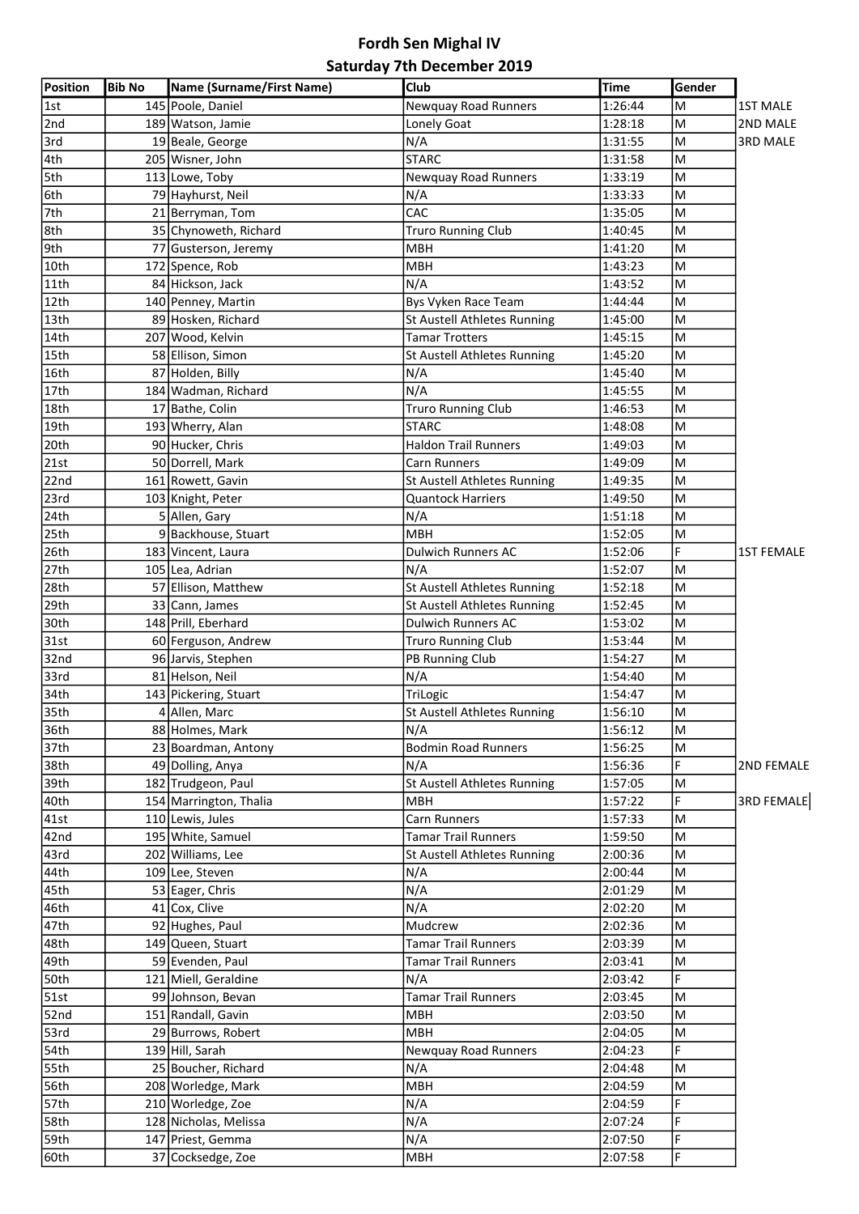# Fordh Sen Mighal IV

## Saturday 7th December 2019

| Position | Bib No | Name (Surname/First Name) | Club | Time | Gender | |
|---|---|---|---|---|---|---|
| 1st | 145 | Poole, Daniel | Newquay Road Runners | 1:26:44 | M | 1ST MALE |
| 2nd | 189 | Watson, Jamie | Lonely Goat | 1:28:18 | M | 2ND MALE |
| 3rd | 19 | Beale, George | N/A | 1:31:55 | M | 3RD MALE |
| 4th | 205 | Wisner, John | STARC | 1:31:58 | M | |
| 5th | 113 | Lowe, Toby | Newquay Road Runners | 1:33:19 | M | |
| 6th | 79 | Hayhurst, Neil | N/A | 1:33:33 | M | |
| 7th | 21 | Berryman, Tom | CAC | 1:35:05 | M | |
| 8th | 35 | Chynoweth, Richard | Truro Running Club | 1:40:45 | M | |
| 9th | 77 | Gusterson, Jeremy | MBH | 1:41:20 | M | |
| 10th | 172 | Spence, Rob | MBH | 1:43:23 | M | |
| 11th | 84 | Hickson, Jack | N/A | 1:43:52 | M | |
| 12th | 140 | Penney, Martin | Bys Vyken Race Team | 1:44:44 | M | |
| 13th | 89 | Hosken, Richard | St Austell Athletes Running | 1:45:00 | M | |
| 14th | 207 | Wood, Kelvin | Tamar Trotters | 1:45:15 | M | |
| 15th | 58 | Ellison, Simon | St Austell Athletes Running | 1:45:20 | M | |
| 16th | 87 | Holden, Billy | N/A | 1:45:40 | M | |
| 17th | 184 | Wadman, Richard | N/A | 1:45:55 | M | |
| 18th | 17 | Bathe, Colin | Truro Running Club | 1:46:53 | M | |
| 19th | 193 | Wherry, Alan | STARC | 1:48:08 | M | |
| 20th | 90 | Hucker, Chris | Haldon Trail Runners | 1:49:03 | M | |
| 21st | 50 | Dorrell, Mark | Carn Runners | 1:49:09 | M | |
| 22nd | 161 | Rowett, Gavin | St Austell Athletes Running | 1:49:35 | M | |
| 23rd | 103 | Knight, Peter | Quantock Harriers | 1:49:50 | M | |
| 24th | 5 | Allen, Gary | N/A | 1:51:18 | M | |
| 25th | 9 | Backhouse, Stuart | MBH | 1:52:05 | M | |
| 26th | 183 | Vincent, Laura | Dulwich Runners AC | 1:52:06 | F | 1ST FEMALE |
| 27th | 105 | Lea, Adrian | N/A | 1:52:07 | M | |
| 28th | 57 | Ellison, Matthew | St Austell Athletes Running | 1:52:18 | M | |
| 29th | 33 | Cann, James | St Austell Athletes Running | 1:52:45 | M | |
| 30th | 148 | Prill, Eberhard | Dulwich Runners AC | 1:53:02 | M | |
| 31st | 60 | Ferguson, Andrew | Truro Running Club | 1:53:44 | M | |
| 32nd | 96 | Jarvis, Stephen | PB Running Club | 1:54:27 | M | |
| 33rd | 81 | Helson, Neil | N/A | 1:54:40 | M | |
| 34th | 143 | Pickering, Stuart | TriLogic | 1:54:47 | M | |
| 35th | 4 | Allen, Marc | St Austell Athletes Running | 1:56:10 | M | |
| 36th | 88 | Holmes, Mark | N/A | 1:56:12 | M | |
| 37th | 23 | Boardman, Antony | Bodmin Road Runners | 1:56:25 | M | |
| 38th | 49 | Dolling, Anya | N/A | 1:56:36 | F | 2ND FEMALE |
| 39th | 182 | Trudgeon, Paul | St Austell Athletes Running | 1:57:05 | M | |
| 40th | 154 | Marrington, Thalia | MBH | 1:57:22 | F | 3RD FEMALE |
| 41st | 110 | Lewis, Jules | Carn Runners | 1:57:33 | M | |
| 42nd | 195 | White, Samuel | Tamar Trail Runners | 1:59:50 | M | |
| 43rd | 202 | Williams, Lee | St Austell Athletes Running | 2:00:36 | M | |
| 44th | 109 | Lee, Steven | N/A | 2:00:44 | M | |
| 45th | 53 | Eager, Chris | N/A | 2:01:29 | M | |
| 46th | 41 | Cox, Clive | N/A | 2:02:20 | M | |
| 47th | 92 | Hughes, Paul | Mudcrew | 2:02:36 | M | |
| 48th | 149 | Queen, Stuart | Tamar Trail Runners | 2:03:39 | M | |
| 49th | 59 | Evenden, Paul | Tamar Trail Runners | 2:03:41 | M | |
| 50th | 121 | Miell, Geraldine | N/A | 2:03:42 | F | |
| 51st | 99 | Johnson, Bevan | Tamar Trail Runners | 2:03:45 | M | |
| 52nd | 151 | Randall, Gavin | MBH | 2:03:50 | M | |
| 53rd | 29 | Burrows, Robert | MBH | 2:04:05 | M | |
| 54th | 139 | Hill, Sarah | Newquay Road Runners | 2:04:23 | F | |
| 55th | 25 | Boucher, Richard | N/A | 2:04:48 | M | |
| 56th | 208 | Worledge, Mark | MBH | 2:04:59 | M | |
| 57th | 210 | Worledge, Zoe | N/A | 2:04:59 | F | |
| 58th | 128 | Nicholas, Melissa | N/A | 2:07:24 | F | |
| 59th | 147 | Priest, Gemma | N/A | 2:07:50 | F | |
| 60th | 37 | Cocksedge, Zoe | MBH | 2:07:58 | F | |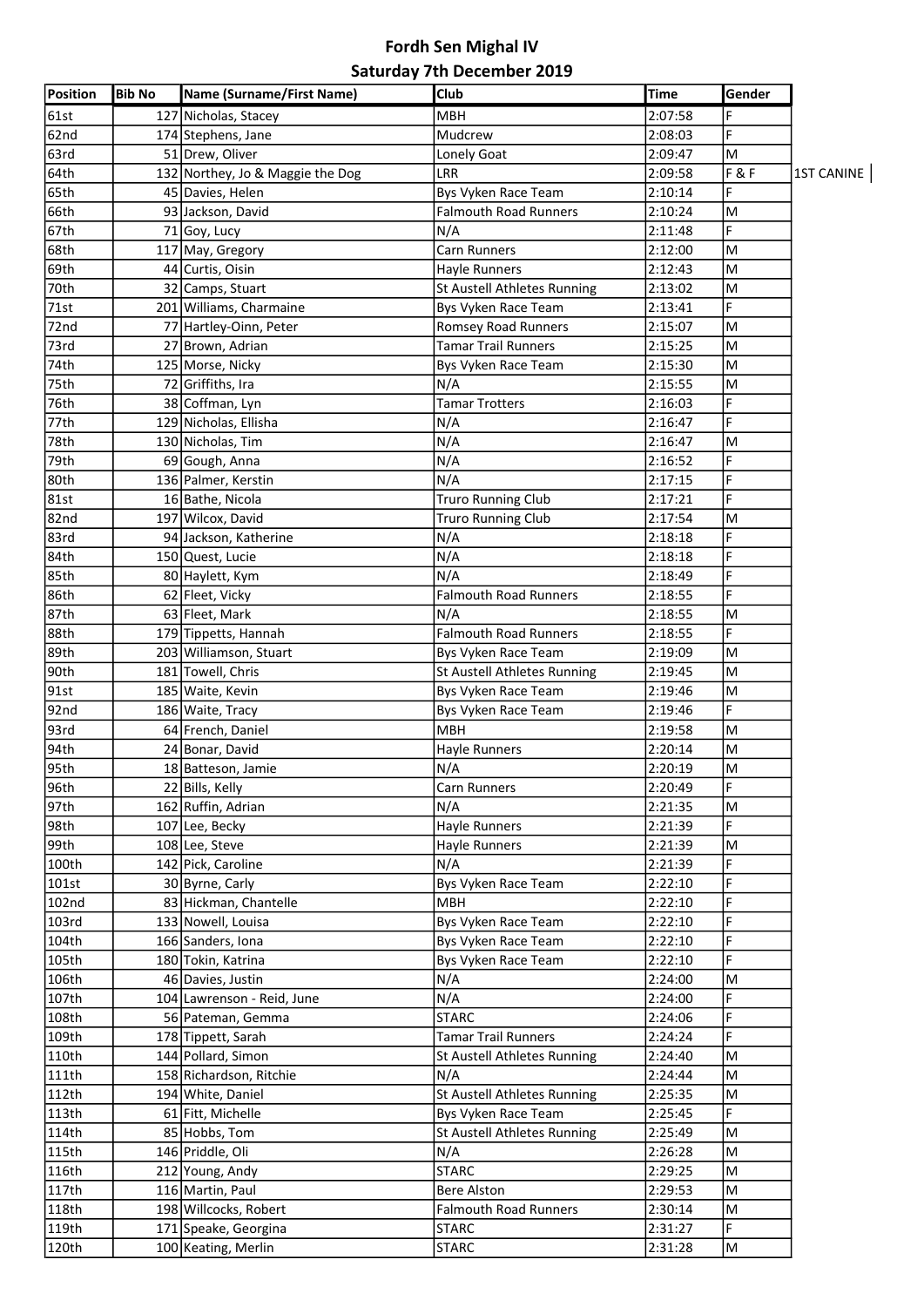# Fordh Sen Mighal IV

## Saturday 7th December 2019

| Position | Bib No | Name (Surname/First Name) | Club | Time | Gender | |
|---|---|---|---|---|---|---|
| 61st | 127 | Nicholas, Stacey | MBH | 2:07:58 | F | |
| 62nd | 174 | Stephens, Jane | Mudcrew | 2:08:03 | F | |
| 63rd | 51 | Drew, Oliver | Lonely Goat | 2:09:47 | M | |
| 64th | 132 | Northey, Jo & Maggie the Dog | LRR | 2:09:58 | F & F | 1ST CANINE |
| 65th | 45 | Davies, Helen | Bys Vyken Race Team | 2:10:14 | F | |
| 66th | 93 | Jackson, David | Falmouth Road Runners | 2:10:24 | M | |
| 67th | 71 | Goy, Lucy | N/A | 2:11:48 | F | |
| 68th | 117 | May, Gregory | Carn Runners | 2:12:00 | M | |
| 69th | 44 | Curtis, Oisin | Hayle Runners | 2:12:43 | M | |
| 70th | 32 | Camps, Stuart | St Austell Athletes Running | 2:13:02 | M | |
| 71st | 201 | Williams, Charmaine | Bys Vyken Race Team | 2:13:41 | F | |
| 72nd | 77 | Hartley-Oinn, Peter | Romsey Road Runners | 2:15:07 | M | |
| 73rd | 27 | Brown, Adrian | Tamar Trail Runners | 2:15:25 | M | |
| 74th | 125 | Morse, Nicky | Bys Vyken Race Team | 2:15:30 | M | |
| 75th | 72 | Griffiths, Ira | N/A | 2:15:55 | M | |
| 76th | 38 | Coffman, Lyn | Tamar Trotters | 2:16:03 | F | |
| 77th | 129 | Nicholas, Ellisha | N/A | 2:16:47 | F | |
| 78th | 130 | Nicholas, Tim | N/A | 2:16:47 | M | |
| 79th | 69 | Gough, Anna | N/A | 2:16:52 | F | |
| 80th | 136 | Palmer, Kerstin | N/A | 2:17:15 | F | |
| 81st | 16 | Bathe, Nicola | Truro Running Club | 2:17:21 | F | |
| 82nd | 197 | Wilcox, David | Truro Running Club | 2:17:54 | M | |
| 83rd | 94 | Jackson, Katherine | N/A | 2:18:18 | F | |
| 84th | 150 | Quest, Lucie | N/A | 2:18:18 | F | |
| 85th | 80 | Haylett, Kym | N/A | 2:18:49 | F | |
| 86th | 62 | Fleet, Vicky | Falmouth Road Runners | 2:18:55 | F | |
| 87th | 63 | Fleet, Mark | N/A | 2:18:55 | M | |
| 88th | 179 | Tippetts, Hannah | Falmouth Road Runners | 2:18:55 | F | |
| 89th | 203 | Williamson, Stuart | Bys Vyken Race Team | 2:19:09 | M | |
| 90th | 181 | Towell, Chris | St Austell Athletes Running | 2:19:45 | M | |
| 91st | 185 | Waite, Kevin | Bys Vyken Race Team | 2:19:46 | M | |
| 92nd | 186 | Waite, Tracy | Bys Vyken Race Team | 2:19:46 | F | |
| 93rd | 64 | French, Daniel | MBH | 2:19:58 | M | |
| 94th | 24 | Bonar, David | Hayle Runners | 2:20:14 | M | |
| 95th | 18 | Batteson, Jamie | N/A | 2:20:19 | M | |
| 96th | 22 | Bills, Kelly | Carn Runners | 2:20:49 | F | |
| 97th | 162 | Ruffin, Adrian | N/A | 2:21:35 | M | |
| 98th | 107 | Lee, Becky | Hayle Runners | 2:21:39 | F | |
| 99th | 108 | Lee, Steve | Hayle Runners | 2:21:39 | M | |
| 100th | 142 | Pick, Caroline | N/A | 2:21:39 | F | |
| 101st | 30 | Byrne, Carly | Bys Vyken Race Team | 2:22:10 | F | |
| 102nd | 83 | Hickman, Chantelle | MBH | 2:22:10 | F | |
| 103rd | 133 | Nowell, Louisa | Bys Vyken Race Team | 2:22:10 | F | |
| 104th | 166 | Sanders, Iona | Bys Vyken Race Team | 2:22:10 | F | |
| 105th | 180 | Tokin, Katrina | Bys Vyken Race Team | 2:22:10 | F | |
| 106th | 46 | Davies, Justin | N/A | 2:24:00 | M | |
| 107th | 104 | Lawrenson - Reid, June | N/A | 2:24:00 | F | |
| 108th | 56 | Pateman, Gemma | STARC | 2:24:06 | F | |
| 109th | 178 | Tippett, Sarah | Tamar Trail Runners | 2:24:24 | F | |
| 110th | 144 | Pollard, Simon | St Austell Athletes Running | 2:24:40 | M | |
| 111th | 158 | Richardson, Ritchie | N/A | 2:24:44 | M | |
| 112th | 194 | White, Daniel | St Austell Athletes Running | 2:25:35 | M | |
| 113th | 61 | Fitt, Michelle | Bys Vyken Race Team | 2:25:45 | F | |
| 114th | 85 | Hobbs, Tom | St Austell Athletes Running | 2:25:49 | M | |
| 115th | 146 | Priddle, Oli | N/A | 2:26:28 | M | |
| 116th | 212 | Young, Andy | STARC | 2:29:25 | M | |
| 117th | 116 | Martin, Paul | Bere Alston | 2:29:53 | M | |
| 118th | 198 | Willcocks, Robert | Falmouth Road Runners | 2:30:14 | M | |
| 119th | 171 | Speake, Georgina | STARC | 2:31:27 | F | |
| 120th | 100 | Keating, Merlin | STARC | 2:31:28 | M | |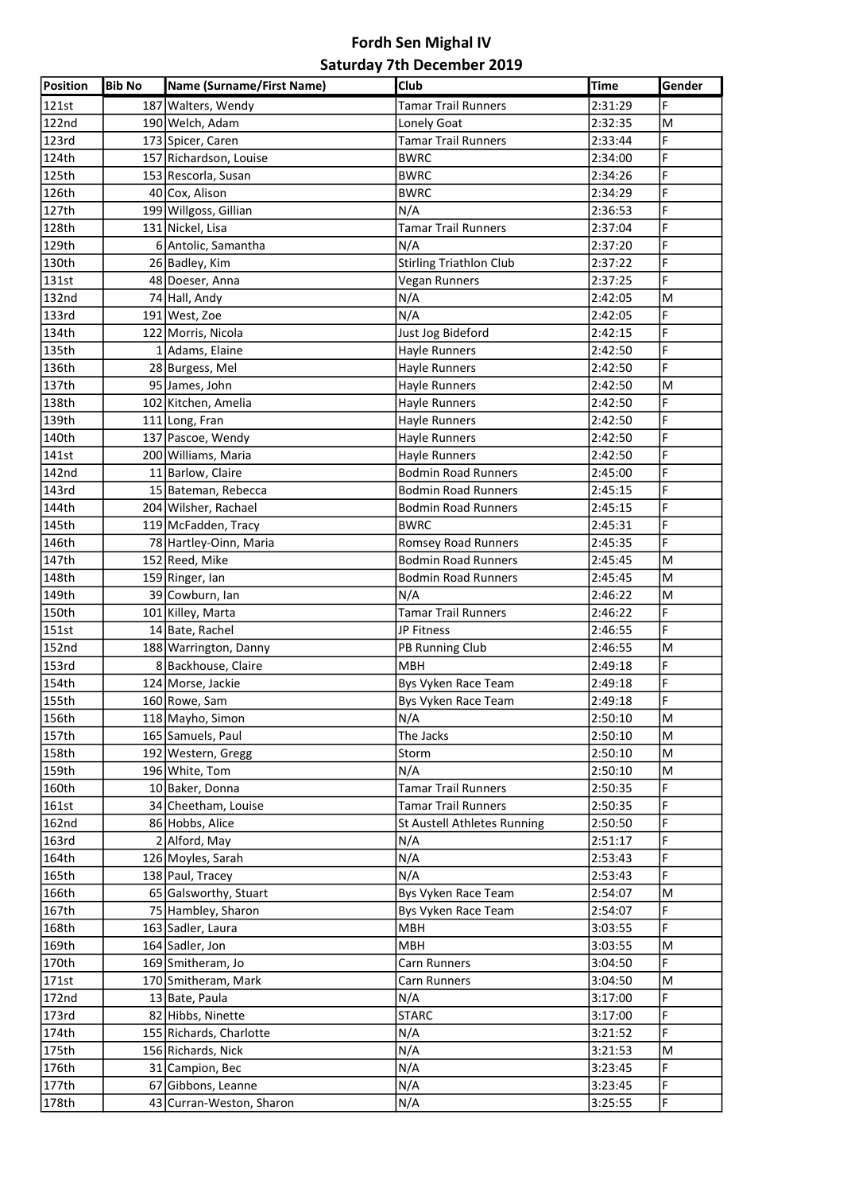# Fordh Sen Mighal IV

## Saturday 7th December 2019

| Position | Bib No | Name (Surname/First Name) | Club | Time | Gender |
|---|---|---|---|---|---|
| 121st | 187 | Walters, Wendy | Tamar Trail Runners | 2:31:29 | F |
| 122nd | 190 | Welch, Adam | Lonely Goat | 2:32:35 | M |
| 123rd | 173 | Spicer, Caren | Tamar Trail Runners | 2:33:44 | F |
| 124th | 157 | Richardson, Louise | BWRC | 2:34:00 | F |
| 125th | 153 | Rescorla, Susan | BWRC | 2:34:26 | F |
| 126th | 40 | Cox, Alison | BWRC | 2:34:29 | F |
| 127th | 199 | Willgoss, Gillian | N/A | 2:36:53 | F |
| 128th | 131 | Nickel, Lisa | Tamar Trail Runners | 2:37:04 | F |
| 129th | 6 | Antolic, Samantha | N/A | 2:37:20 | F |
| 130th | 26 | Badley, Kim | Stirling Triathlon Club | 2:37:22 | F |
| 131st | 48 | Doeser, Anna | Vegan Runners | 2:37:25 | F |
| 132nd | 74 | Hall, Andy | N/A | 2:42:05 | M |
| 133rd | 191 | West, Zoe | N/A | 2:42:05 | F |
| 134th | 122 | Morris, Nicola | Just Jog Bideford | 2:42:15 | F |
| 135th | 1 | Adams, Elaine | Hayle Runners | 2:42:50 | F |
| 136th | 28 | Burgess, Mel | Hayle Runners | 2:42:50 | F |
| 137th | 95 | James, John | Hayle Runners | 2:42:50 | M |
| 138th | 102 | Kitchen, Amelia | Hayle Runners | 2:42:50 | F |
| 139th | 111 | Long, Fran | Hayle Runners | 2:42:50 | F |
| 140th | 137 | Pascoe, Wendy | Hayle Runners | 2:42:50 | F |
| 141st | 200 | Williams, Maria | Hayle Runners | 2:42:50 | F |
| 142nd | 11 | Barlow, Claire | Bodmin Road Runners | 2:45:00 | F |
| 143rd | 15 | Bateman, Rebecca | Bodmin Road Runners | 2:45:15 | F |
| 144th | 204 | Wilsher, Rachael | Bodmin Road Runners | 2:45:15 | F |
| 145th | 119 | McFadden, Tracy | BWRC | 2:45:31 | F |
| 146th | 78 | Hartley-Oinn, Maria | Romsey Road Runners | 2:45:35 | F |
| 147th | 152 | Reed, Mike | Bodmin Road Runners | 2:45:45 | M |
| 148th | 159 | Ringer, Ian | Bodmin Road Runners | 2:45:45 | M |
| 149th | 39 | Cowburn, Ian | N/A | 2:46:22 | M |
| 150th | 101 | Killey, Marta | Tamar Trail Runners | 2:46:22 | F |
| 151st | 14 | Bate, Rachel | JP Fitness | 2:46:55 | F |
| 152nd | 188 | Warrington, Danny | PB Running Club | 2:46:55 | M |
| 153rd | 8 | Backhouse, Claire | MBH | 2:49:18 | F |
| 154th | 124 | Morse, Jackie | Bys Vyken Race Team | 2:49:18 | F |
| 155th | 160 | Rowe, Sam | Bys Vyken Race Team | 2:49:18 | F |
| 156th | 118 | Mayho, Simon | N/A | 2:50:10 | M |
| 157th | 165 | Samuels, Paul | The Jacks | 2:50:10 | M |
| 158th | 192 | Western, Gregg | Storm | 2:50:10 | M |
| 159th | 196 | White, Tom | N/A | 2:50:10 | M |
| 160th | 10 | Baker, Donna | Tamar Trail Runners | 2:50:35 | F |
| 161st | 34 | Cheetham, Louise | Tamar Trail Runners | 2:50:35 | F |
| 162nd | 86 | Hobbs, Alice | St Austell Athletes Running | 2:50:50 | F |
| 163rd | 2 | Alford, May | N/A | 2:51:17 | F |
| 164th | 126 | Moyles, Sarah | N/A | 2:53:43 | F |
| 165th | 138 | Paul, Tracey | N/A | 2:53:43 | F |
| 166th | 65 | Galsworthy, Stuart | Bys Vyken Race Team | 2:54:07 | M |
| 167th | 75 | Hambley, Sharon | Bys Vyken Race Team | 2:54:07 | F |
| 168th | 163 | Sadler, Laura | MBH | 3:03:55 | F |
| 169th | 164 | Sadler, Jon | MBH | 3:03:55 | M |
| 170th | 169 | Smitheram, Jo | Carn Runners | 3:04:50 | F |
| 171st | 170 | Smitheram, Mark | Carn Runners | 3:04:50 | M |
| 172nd | 13 | Bate, Paula | N/A | 3:17:00 | F |
| 173rd | 82 | Hibbs, Ninette | STARC | 3:17:00 | F |
| 174th | 155 | Richards, Charlotte | N/A | 3:21:52 | F |
| 175th | 156 | Richards, Nick | N/A | 3:21:53 | M |
| 176th | 31 | Campion, Bec | N/A | 3:23:45 | F |
| 177th | 67 | Gibbons, Leanne | N/A | 3:23:45 | F |
| 178th | 43 | Curran-Weston, Sharon | N/A | 3:25:55 | F |